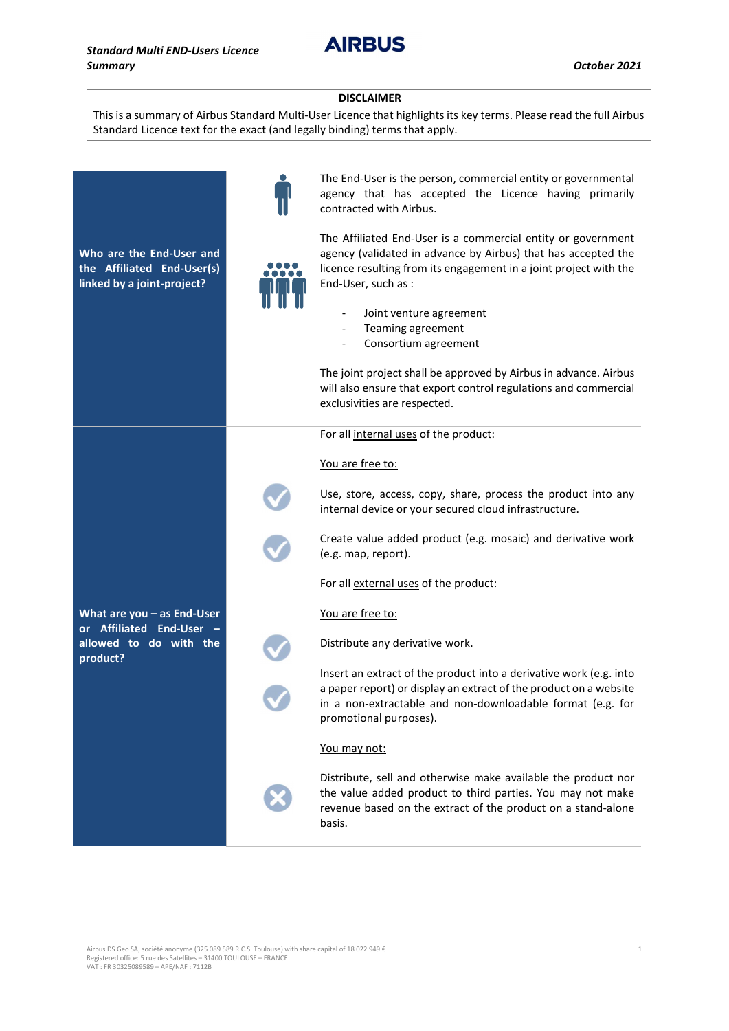*Standard Multi END-Users Licence Summary*

**AIRBUS**

*October 2021*

**DISCLAIMER**

This is a summary of Airbus Standard Multi-User Licence that highlights its key terms. Please read the full Airbus Standard Licence text for the exact (and legally binding) terms that apply.

## Who are the End-User and the Affiliated End-User(s) linked by a joint-project?

The End-User is the person, commercial entity or governmental agency that has accepted the Licence having primarily contracted with Airbus.

The Affiliated End-User is a commercial entity or government agency (validated in advance by Airbus) that has accepted the licence resulting from its engagement in a joint project with the End-User, such as :

- Joint venture agreement
- Teaming agreement
- Consortium agreement

The joint project shall be approved by Airbus in advance. Airbus will also ensure that export control regulations and commercial exclusivities are respected.

## What are you – as End-User or Affiliated End-User – allowed to do with the product?

For all internal uses of the product:

You are free to:

- ✔ Use, store, access, copy, share, process the product into any internal device or your secured cloud infrastructure.
- ✔ Create value added product (e.g. mosaic) and derivative work (e.g. map, report).

For all external uses of the product:

You are free to:

- ✔ Distribute any derivative work.
- ✔ Insert an extract of the product into a derivative work (e.g. into a paper report) or display an extract of the product on a website in a non-extractable and non-downloadable format (e.g. for promotional purposes).

You may not:

- ✘ Distribute, sell and otherwise make available the product nor the value added product to third parties. You may not make revenue based on the extract of the product on a stand-alone basis.

Airbus DS Geo SA, société anonyme (325 089 589 R.C.S. Toulouse) with share capital of 18 022 949 €
Registered office: 5 rue des Satellites – 31400 TOULOUSE – FRANCE
VAT : FR 30325089589 – APE/NAF : 7112B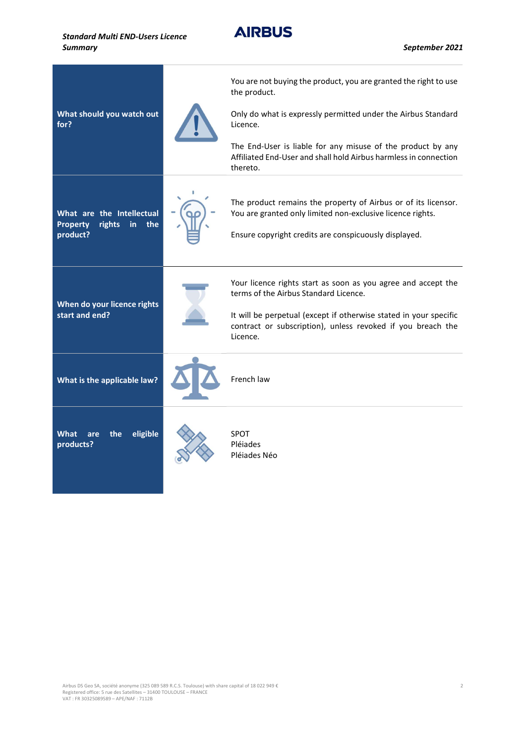| | |
|---|---|
| **What should you watch out for?** | You are not buying the product, you are granted the right to use the product.<br><br>Only do what is expressly permitted under the Airbus Standard Licence.<br><br>The End-User is liable for any misuse of the product by any Affiliated End-User and shall hold Airbus harmless in connection thereto. |
| **What are the Intellectual Property rights in the product?** | The product remains the property of Airbus or of its licensor. You are granted only limited non-exclusive licence rights.<br><br>Ensure copyright credits are conspicuously displayed. |
| **When do your licence rights start and end?** | Your licence rights start as soon as you agree and accept the terms of the Airbus Standard Licence.<br><br>It will be perpetual (except if otherwise stated in your specific contract or subscription), unless revoked if you breach the Licence. |
| **What is the applicable law?** | French law |
| **What are the eligible products?** | SPOT<br>Pléiades<br>Pléiades Néo |

Airbus DS Geo SA, société anonyme (325 089 589 R.C.S. Toulouse) with share capital of 18 022 949 €
Registered office: 5 rue des Satellites – 31400 TOULOUSE – FRANCE
VAT : FR 30325089589 – APE/NAF : 7112B